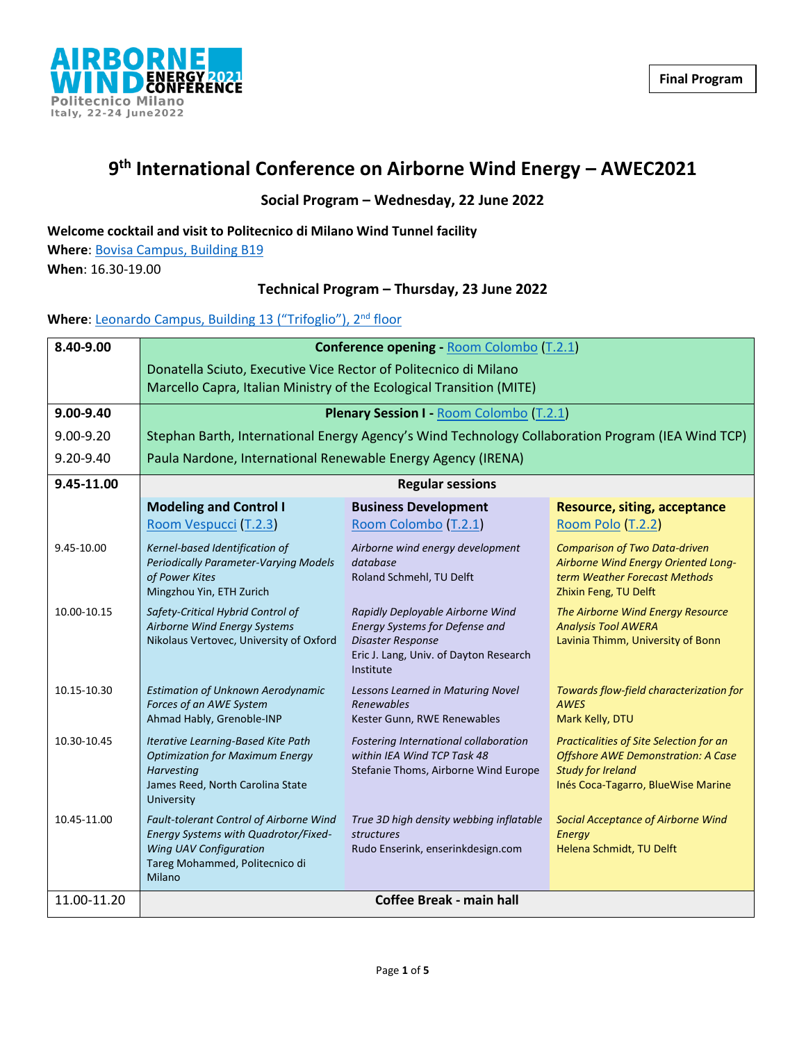Final Program

# 9th International Conference on Airborne Wind Energy – AWEC2021

## Social Program – Wednesday, 22 June 2022

**Welcome cocktail and visit to Politecnico di Milano Wind Tunnel facility**
**Where**: Bovisa Campus, Building B19
**When**: 16.30-19.00

## Technical Program – Thursday, 23 June 2022

**Where**: Leonardo Campus, Building 13 ("Trifoglio"), 2nd floor

| | | | |
|---|---|---|---|
| **8.40-9.00** | **Conference opening - Room Colombo (T.2.1)** Donatella Sciuto, Executive Vice Rector of Politecnico di Milano; Marcello Capra, Italian Ministry of the Ecological Transition (MITE) | | |
| **9.00-9.40** | **Plenary Session I - Room Colombo (T.2.1)** | | |
| 9.00-9.20 | Stephan Barth, International Energy Agency's Wind Technology Collaboration Program (IEA Wind TCP) | | |
| 9.20-9.40 | Paula Nardone, International Renewable Energy Agency (IRENA) | | |
| **9.45-11.00** | **Regular sessions** | | |
| | **Modeling and Control I** Room Vespucci (T.2.3) | **Business Development** Room Colombo (T.2.1) | **Resource, siting, acceptance** Room Polo (T.2.2) |
| 9.45-10.00 | *Kernel-based Identification of Periodically Parameter-Varying Models of Power Kites* Mingzhou Yin, ETH Zurich | *Airborne wind energy development database* Roland Schmehl, TU Delft | *Comparison of Two Data-driven Airborne Wind Energy Oriented Long-term Weather Forecast Methods* Zhixin Feng, TU Delft |
| 10.00-10.15 | *Safety-Critical Hybrid Control of Airborne Wind Energy Systems* Nikolaus Vertovec, University of Oxford | *Rapidly Deployable Airborne Wind Energy Systems for Defense and Disaster Response* Eric J. Lang, Univ. of Dayton Research Institute | *The Airborne Wind Energy Resource Analysis Tool AWERA* Lavinia Thimm, University of Bonn |
| 10.15-10.30 | *Estimation of Unknown Aerodynamic Forces of an AWE System* Ahmad Hably, Grenoble-INP | *Lessons Learned in Maturing Novel Renewables* Kester Gunn, RWE Renewables | *Towards flow-field characterization for AWES* Mark Kelly, DTU |
| 10.30-10.45 | *Iterative Learning-Based Kite Path Optimization for Maximum Energy Harvesting* James Reed, North Carolina State University | *Fostering International collaboration within IEA Wind TCP Task 48* Stefanie Thoms, Airborne Wind Europe | *Practicalities of Site Selection for an Offshore AWE Demonstration: A Case Study for Ireland* Inés Coca-Tagarro, BlueWise Marine |
| 10.45-11.00 | *Fault-tolerant Control of Airborne Wind Energy Systems with Quadrotor/Fixed-Wing UAV Configuration* Tareg Mohammed, Politecnico di Milano | *True 3D high density webbing inflatable structures* Rudo Enserink, enserinkdesign.com | *Social Acceptance of Airborne Wind Energy* Helena Schmidt, TU Delft |
| 11.00-11.20 | **Coffee Break - main hall** | | |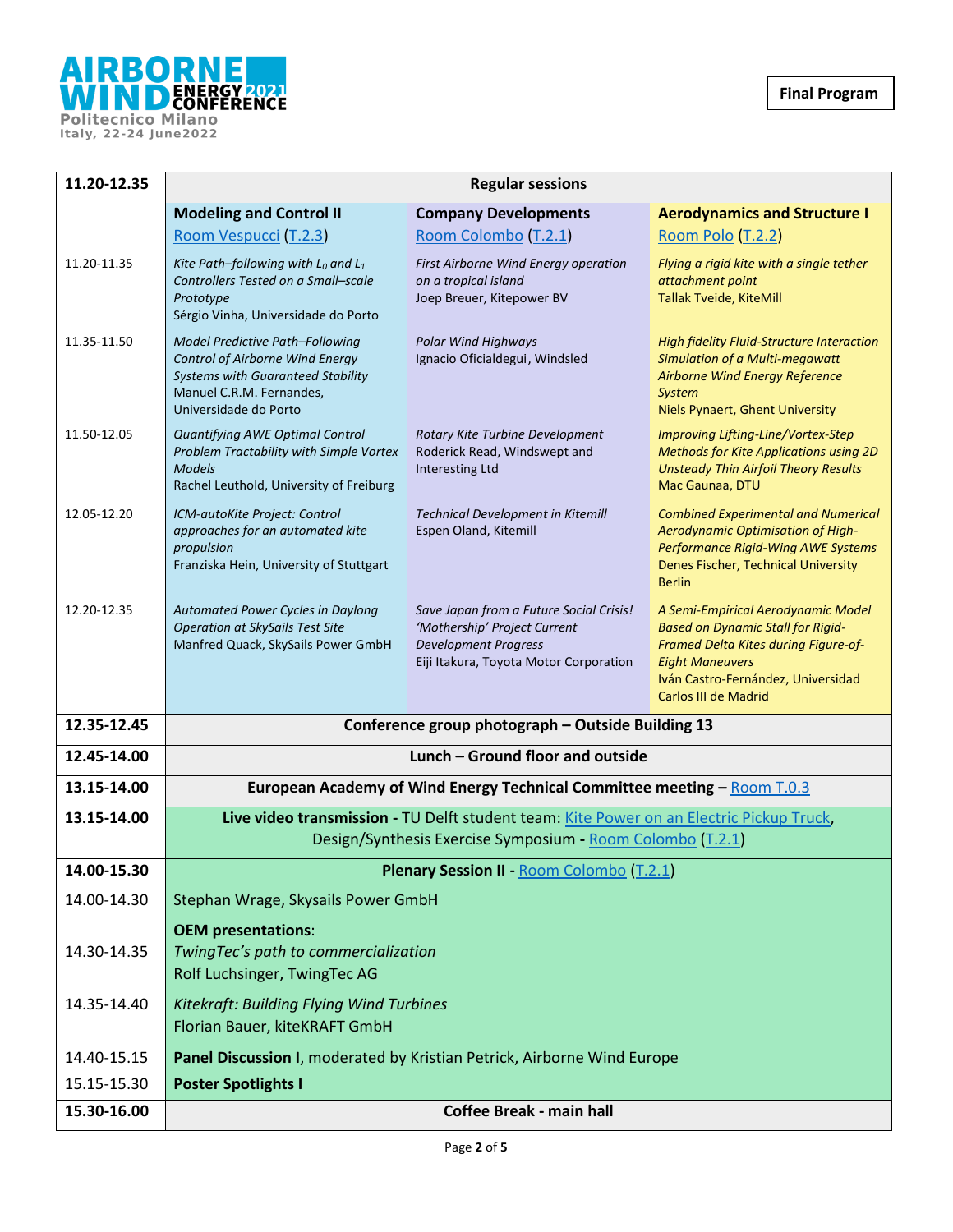AIRBORNE WIND ENERGY 2021 CONFERENCE
Politecnico Milano
Italy, 22-24 June2022

**Final Program**

| **11.20-12.35** | **Regular sessions** | | |
|---|---|---|---|
| | **Modeling and Control II** Room Vespucci (T.2.3) | **Company Developments** Room Colombo (T.2.1) | **Aerodynamics and Structure I** Room Polo (T.2.2) |
| 11.20-11.35 | *Kite Path–following with $L_0$ and $L_1$ Controllers Tested on a Small–scale Prototype* Sérgio Vinha, Universidade do Porto | *First Airborne Wind Energy operation on a tropical island* Joep Breuer, Kitepower BV | *Flying a rigid kite with a single tether attachment point* Tallak Tveide, KiteMill |
| 11.35-11.50 | *Model Predictive Path–Following Control of Airborne Wind Energy Systems with Guaranteed Stability* Manuel C.R.M. Fernandes, Universidade do Porto | *Polar Wind Highways* Ignacio Oficialdegui, Windsled | *High fidelity Fluid-Structure Interaction Simulation of a Multi-megawatt Airborne Wind Energy Reference System* Niels Pynaert, Ghent University |
| 11.50-12.05 | *Quantifying AWE Optimal Control Problem Tractability with Simple Vortex Models* Rachel Leuthold, University of Freiburg | *Rotary Kite Turbine Development* Roderick Read, Windswept and Interesting Ltd | *Improving Lifting-Line/Vortex-Step Methods for Kite Applications using 2D Unsteady Thin Airfoil Theory Results* Mac Gaunaa, DTU |
| 12.05-12.20 | *ICM-autoKite Project: Control approaches for an automated kite propulsion* Franziska Hein, University of Stuttgart | *Technical Development in Kitemill* Espen Oland, Kitemill | *Combined Experimental and Numerical Aerodynamic Optimisation of High-Performance Rigid-Wing AWE Systems* Denes Fischer, Technical University Berlin |
| 12.20-12.35 | *Automated Power Cycles in Daylong Operation at SkySails Test Site* Manfred Quack, SkySails Power GmbH | *Save Japan from a Future Social Crisis! 'Mothership' Project Current Development Progress* Eiji Itakura, Toyota Motor Corporation | *A Semi-Empirical Aerodynamic Model Based on Dynamic Stall for Rigid-Framed Delta Kites during Figure-of-Eight Maneuvers* Iván Castro-Fernández, Universidad Carlos III de Madrid |
| **12.35-12.45** | **Conference group photograph – Outside Building 13** | | |
| **12.45-14.00** | **Lunch – Ground floor and outside** | | |
| **13.15-14.00** | **European Academy of Wind Energy Technical Committee meeting –** Room T.0.3 | | |
| **13.15-14.00** | **Live video transmission -** TU Delft student team: Kite Power on an Electric Pickup Truck, Design/Synthesis Exercise Symposium **-** Room Colombo (T.2.1) | | |
| **14.00-15.30** | **Plenary Session II -** Room Colombo (T.2.1) | | |
| 14.00-14.30 | Stephan Wrage, Skysails Power GmbH | | |
| 14.30-14.35 | **OEM presentations**: *TwingTec's path to commercialization* Rolf Luchsinger, TwingTec AG | | |
| 14.35-14.40 | *Kitekraft: Building Flying Wind Turbines* Florian Bauer, kiteKRAFT GmbH | | |
| 14.40-15.15 | **Panel Discussion I**, moderated by Kristian Petrick, Airborne Wind Europe | | |
| 15.15-15.30 | **Poster Spotlights I** | | |
| **15.30-16.00** | **Coffee Break - main hall** | | |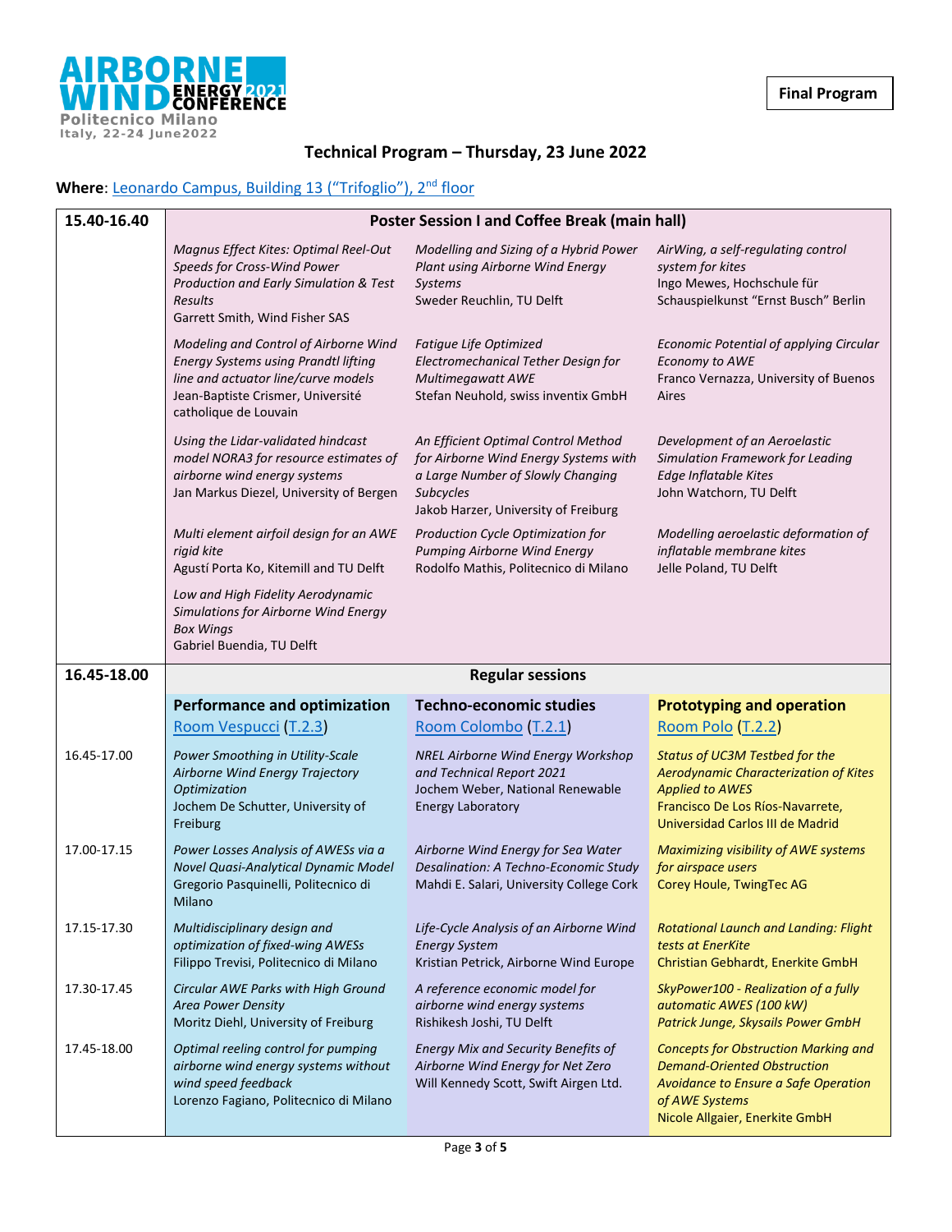AIRBORNE WIND ENERGY 2021 CONFERENCE
Politecnico Milano
Italy, 22-24 June2022

**Final Program**

## Technical Program – Thursday, 23 June 2022

**Where**: [Leonardo Campus, Building 13 ("Trifoglio"), 2nd floor]()

| 15.40-16.40 | **Poster Session I and Coffee Break (main hall)** | | |
|---|---|---|---|
| | *Magnus Effect Kites: Optimal Reel-Out Speeds for Cross-Wind Power Production and Early Simulation & Test Results*<br>Garrett Smith, Wind Fisher SAS | *Modelling and Sizing of a Hybrid Power Plant using Airborne Wind Energy Systems*<br>Sweder Reuchlin, TU Delft | *AirWing, a self-regulating control system for kites*<br>Ingo Mewes, Hochschule für Schauspielkunst "Ernst Busch" Berlin |
| | *Modeling and Control of Airborne Wind Energy Systems using Prandtl lifting line and actuator line/curve models*<br>Jean-Baptiste Crismer, Université catholique de Louvain | *Fatigue Life Optimized Electromechanical Tether Design for Multimegawatt AWE*<br>Stefan Neuhold, swiss inventix GmbH | *Economic Potential of applying Circular Economy to AWE*<br>Franco Vernazza, University of Buenos Aires |
| | *Using the Lidar-validated hindcast model NORA3 for resource estimates of airborne wind energy systems*<br>Jan Markus Diezel, University of Bergen | *An Efficient Optimal Control Method for Airborne Wind Energy Systems with a Large Number of Slowly Changing Subcycles*<br>Jakob Harzer, University of Freiburg | *Development of an Aeroelastic Simulation Framework for Leading Edge Inflatable Kites*<br>John Watchorn, TU Delft |
| | *Multi element airfoil design for an AWE rigid kite*<br>Agustí Porta Ko, Kitemill and TU Delft | *Production Cycle Optimization for Pumping Airborne Wind Energy*<br>Rodolfo Mathis, Politecnico di Milano | *Modelling aeroelastic deformation of inflatable membrane kites*<br>Jelle Poland, TU Delft |
| | *Low and High Fidelity Aerodynamic Simulations for Airborne Wind Energy Box Wings*<br>Gabriel Buendia, TU Delft | | |
| **16.45-18.00** | **Regular sessions** | | |
| | **Performance and optimization**<br>[Room Vespucci]() ([T.2.3]()) | **Techno-economic studies**<br>[Room Colombo]() ([T.2.1]()) | **Prototyping and operation**<br>[Room Polo]() ([T.2.2]()) |
| 16.45-17.00 | *Power Smoothing in Utility-Scale Airborne Wind Energy Trajectory Optimization*<br>Jochem De Schutter, University of Freiburg | *NREL Airborne Wind Energy Workshop and Technical Report 2021*<br>Jochem Weber, National Renewable Energy Laboratory | *Status of UC3M Testbed for the Aerodynamic Characterization of Kites Applied to AWES*<br>Francisco De Los Ríos-Navarrete, Universidad Carlos III de Madrid |
| 17.00-17.15 | *Power Losses Analysis of AWESs via a Novel Quasi-Analytical Dynamic Model*<br>Gregorio Pasquinelli, Politecnico di Milano | *Airborne Wind Energy for Sea Water Desalination: A Techno-Economic Study*<br>Mahdi E. Salari, University College Cork | *Maximizing visibility of AWE systems for airspace users*<br>Corey Houle, TwingTec AG |
| 17.15-17.30 | *Multidisciplinary design and optimization of fixed-wing AWESs*<br>Filippo Trevisi, Politecnico di Milano | *Life-Cycle Analysis of an Airborne Wind Energy System*<br>Kristian Petrick, Airborne Wind Europe | *Rotational Launch and Landing: Flight tests at EnerKite*<br>Christian Gebhardt, Enerkite GmbH |
| 17.30-17.45 | *Circular AWE Parks with High Ground Area Power Density*<br>Moritz Diehl, University of Freiburg | *A reference economic model for airborne wind energy systems*<br>Rishikesh Joshi, TU Delft | *SkyPower100 - Realization of a fully automatic AWES (100 kW)*<br>*Patrick Junge, Skysails Power GmbH* |
| 17.45-18.00 | *Optimal reeling control for pumping airborne wind energy systems without wind speed feedback*<br>Lorenzo Fagiano, Politecnico di Milano | *Energy Mix and Security Benefits of Airborne Wind Energy for Net Zero*<br>Will Kennedy Scott, Swift Airgen Ltd. | *Concepts for Obstruction Marking and Demand-Oriented Obstruction Avoidance to Ensure a Safe Operation of AWE Systems*<br>Nicole Allgaier, Enerkite GmbH |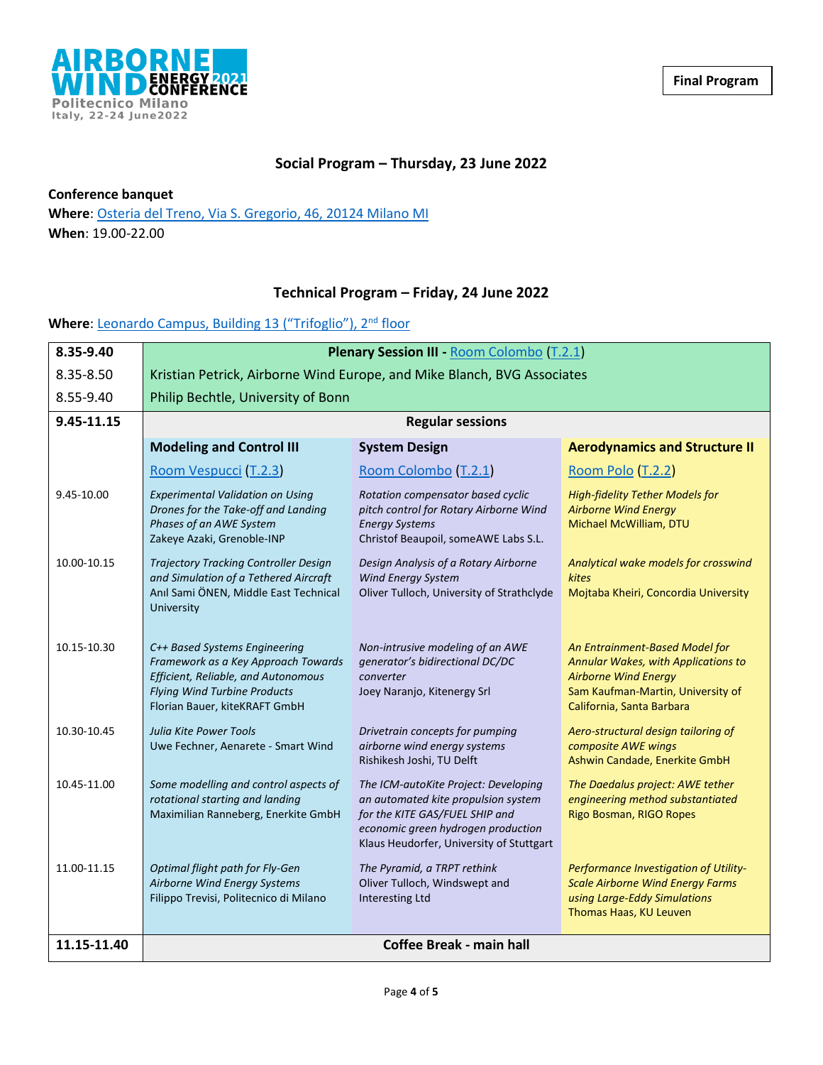**Final Program**

## Social Program – Thursday, 23 June 2022

**Conference banquet**
**Where**: Osteria del Treno, Via S. Gregorio, 46, 20124 Milano MI
**When**: 19.00-22.00

## Technical Program – Friday, 24 June 2022

**Where**: Leonardo Campus, Building 13 (“Trifoglio”), 2nd floor

| **8.35-9.40** | **Plenary Session III - Room Colombo (T.2.1)** | | |
|---|---|---|---|
| 8.35-8.50 | Kristian Petrick, Airborne Wind Europe, and Mike Blanch, BVG Associates | | |
| 8.55-9.40 | Philip Bechtle, University of Bonn | | |
| **9.45-11.15** | **Regular sessions** | | |
| | **Modeling and Control III** | **System Design** | **Aerodynamics and Structure II** |
| | Room Vespucci (T.2.3) | Room Colombo (T.2.1) | Room Polo (T.2.2) |
| 9.45-10.00 | *Experimental Validation on Using Drones for the Take-off and Landing Phases of an AWE System* Zakeye Azaki, Grenoble-INP | *Rotation compensator based cyclic pitch control for Rotary Airborne Wind Energy Systems* Christof Beaupoil, someAWE Labs S.L. | *High-fidelity Tether Models for Airborne Wind Energy* Michael McWilliam, DTU |
| 10.00-10.15 | *Trajectory Tracking Controller Design and Simulation of a Tethered Aircraft* Anıl Sami ÖNEN, Middle East Technical University | *Design Analysis of a Rotary Airborne Wind Energy System* Oliver Tulloch, University of Strathclyde | *Analytical wake models for crosswind kites* Mojtaba Kheiri, Concordia University |
| 10.15-10.30 | *C++ Based Systems Engineering Framework as a Key Approach Towards Efficient, Reliable, and Autonomous Flying Wind Turbine Products* Florian Bauer, kiteKRAFT GmbH | *Non-intrusive modeling of an AWE generator’s bidirectional DC/DC converter* Joey Naranjo, Kitenergy Srl | *An Entrainment-Based Model for Annular Wakes, with Applications to Airborne Wind Energy* Sam Kaufman-Martin, University of California, Santa Barbara |
| 10.30-10.45 | *Julia Kite Power Tools* Uwe Fechner, Aenarete - Smart Wind | *Drivetrain concepts for pumping airborne wind energy systems* Rishikesh Joshi, TU Delft | *Aero-structural design tailoring of composite AWE wings* Ashwin Candade, Enerkite GmbH |
| 10.45-11.00 | *Some modelling and control aspects of rotational starting and landing* Maximilian Ranneberg, Enerkite GmbH | *The ICM-autoKite Project: Developing an automated kite propulsion system for the KITE GAS/FUEL SHIP and economic green hydrogen production* Klaus Heudorfer, University of Stuttgart | *The Daedalus project: AWE tether engineering method substantiated* Rigo Bosman, RIGO Ropes |
| 11.00-11.15 | *Optimal flight path for Fly-Gen Airborne Wind Energy Systems* Filippo Trevisi, Politecnico di Milano | *The Pyramid, a TRPT rethink* Oliver Tulloch, Windswept and Interesting Ltd | *Performance Investigation of Utility-Scale Airborne Wind Energy Farms using Large-Eddy Simulations* Thomas Haas, KU Leuven |
| **11.15-11.40** | **Coffee Break - main hall** | | |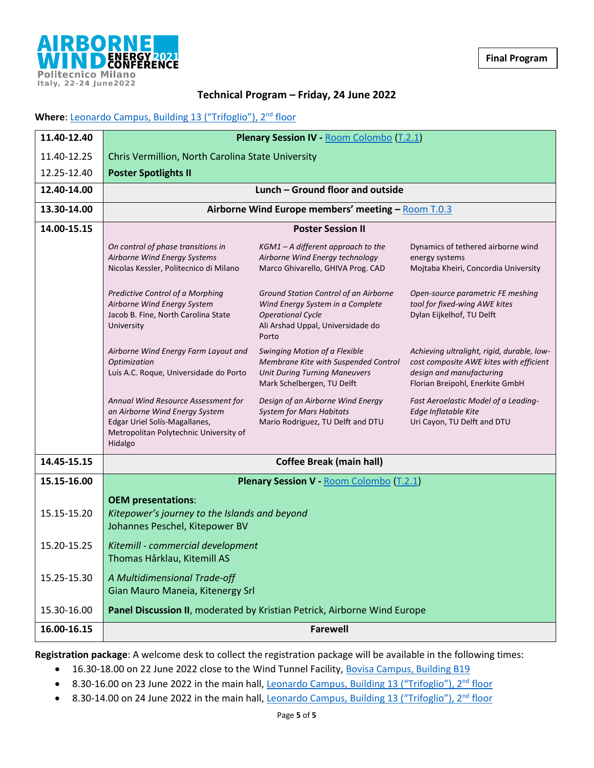AIRBORNE WIND ENERGY 2021 CONFERENCE
Politecnico Milano
Italy, 22-24 June2022

**Final Program**

## Technical Program – Friday, 24 June 2022

**Where**: Leonardo Campus, Building 13 ("Trifoglio"), 2nd floor

| | | | |
|---|---|---|---|
| **11.40-12.40** | **Plenary Session IV - Room Colombo (T.2.1)** | | |
| 11.40-12.25 | Chris Vermillion, North Carolina State University | | |
| 12.25-12.40 | **Poster Spotlights II** | | |
| **12.40-14.00** | **Lunch – Ground floor and outside** | | |
| **13.30-14.00** | **Airborne Wind Europe members' meeting – Room T.0.3** | | |
| **14.00-15.15** | **Poster Session II** | | |
| | *On control of phase transitions in Airborne Wind Energy Systems* Nicolas Kessler, Politecnico di Milano | *KGM1 – A different approach to the Airborne Wind Energy technology* Marco Ghivarello, GHIVA Prog. CAD | Dynamics of tethered airborne wind energy systems Mojtaba Kheiri, Concordia University |
| | *Predictive Control of a Morphing Airborne Wind Energy System* Jacob B. Fine, North Carolina State University | *Ground Station Control of an Airborne Wind Energy System in a Complete Operational Cycle* Ali Arshad Uppal, Universidade do Porto | *Open-source parametric FE meshing tool for fixed-wing AWE kites* Dylan Eijkelhof, TU Delft |
| | *Airborne Wind Energy Farm Layout and Optimization* Luís A.C. Roque, Universidade do Porto | *Swinging Motion of a Flexible Membrane Kite with Suspended Control Unit During Turning Maneuvers* Mark Schelbergen, TU Delft | *Achieving ultralight, rigid, durable, low-cost composite AWE kites with efficient design and manufacturing* Florian Breipohl, Enerkite GmbH |
| | *Annual Wind Resource Assessment for an Airborne Wind Energy System* Edgar Uriel Solís-Magallanes, Metropolitan Polytechnic University of Hidalgo | *Design of an Airborne Wind Energy System for Mars Habitats* Mario Rodriguez, TU Delft and DTU | *Fast Aeroelastic Model of a Leading-Edge Inflatable Kite* Uri Cayon, TU Delft and DTU |
| **14.45-15.15** | **Coffee Break (main hall)** | | |
| **15.15-16.00** | **Plenary Session V - Room Colombo (T.2.1)** | | |
| | **OEM presentations**: | | |
| 15.15-15.20 | *Kitepower's journey to the Islands and beyond* Johannes Peschel, Kitepower BV | | |
| 15.20-15.25 | *Kitemill - commercial development* Thomas Hårklau, Kitemill AS | | |
| 15.25-15.30 | *A Multidimensional Trade-off* Gian Mauro Maneia, Kitenergy Srl | | |
| 15.30-16.00 | **Panel Discussion II**, moderated by Kristian Petrick, Airborne Wind Europe | | |
| **16.00-16.15** | **Farewell** | | |

**Registration package**: A welcome desk to collect the registration package will be available in the following times:

- 16.30-18.00 on 22 June 2022 close to the Wind Tunnel Facility, Bovisa Campus, Building B19
- 8.30-16.00 on 23 June 2022 in the main hall, Leonardo Campus, Building 13 ("Trifoglio"), 2nd floor
- 8.30-14.00 on 24 June 2022 in the main hall, Leonardo Campus, Building 13 ("Trifoglio"), 2nd floor